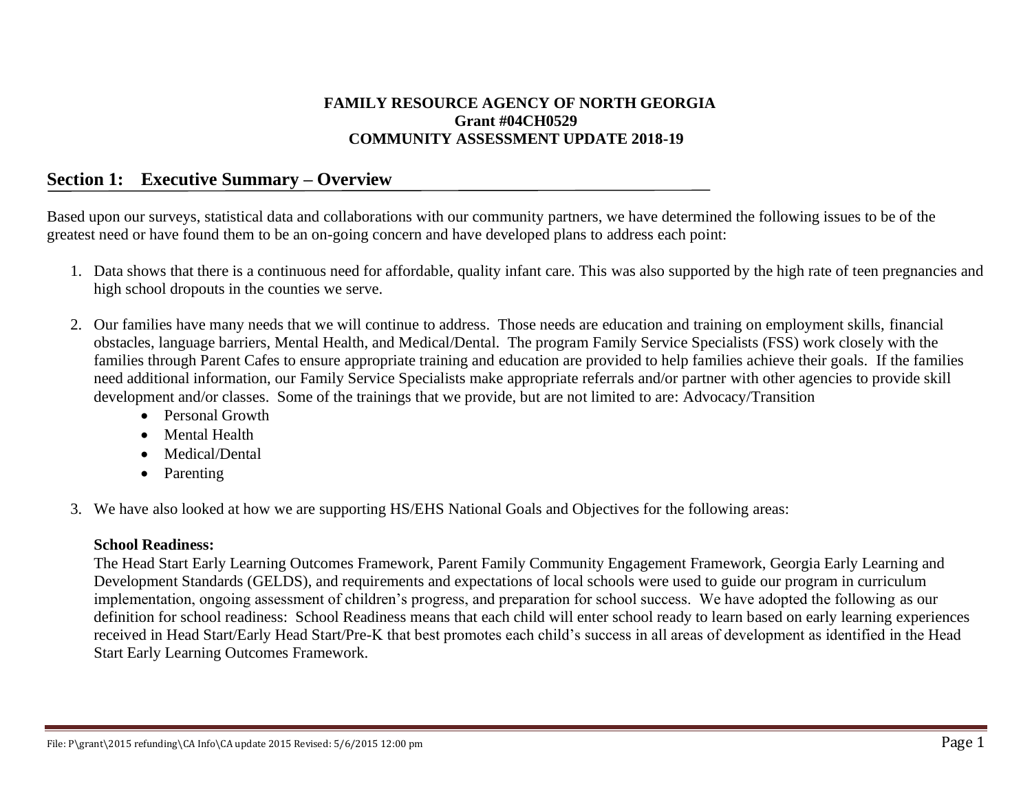**FAMILY RESOURCE AGENCY OF NORTH GEORGIA**
**Grant #04CH0529**
**COMMUNITY ASSESSMENT UPDATE 2018-19**

## Section 1: Executive Summary – Overview

Based upon our surveys, statistical data and collaborations with our community partners, we have determined the following issues to be of the greatest need or have found them to be an on-going concern and have developed plans to address each point:

1. Data shows that there is a continuous need for affordable, quality infant care. This was also supported by the high rate of teen pregnancies and high school dropouts in the counties we serve.

2. Our families have many needs that we will continue to address. Those needs are education and training on employment skills, financial obstacles, language barriers, Mental Health, and Medical/Dental. The program Family Service Specialists (FSS) work closely with the families through Parent Cafes to ensure appropriate training and education are provided to help families achieve their goals. If the families need additional information, our Family Service Specialists make appropriate referrals and/or partner with other agencies to provide skill development and/or classes. Some of the trainings that we provide, but are not limited to are: Advocacy/Transition
   - Personal Growth
   - Mental Health
   - Medical/Dental
   - Parenting

3. We have also looked at how we are supporting HS/EHS National Goals and Objectives for the following areas:

   **School Readiness:**
   The Head Start Early Learning Outcomes Framework, Parent Family Community Engagement Framework, Georgia Early Learning and Development Standards (GELDS), and requirements and expectations of local schools were used to guide our program in curriculum implementation, ongoing assessment of children's progress, and preparation for school success. We have adopted the following as our definition for school readiness: School Readiness means that each child will enter school ready to learn based on early learning experiences received in Head Start/Early Head Start/Pre-K that best promotes each child's success in all areas of development as identified in the Head Start Early Learning Outcomes Framework.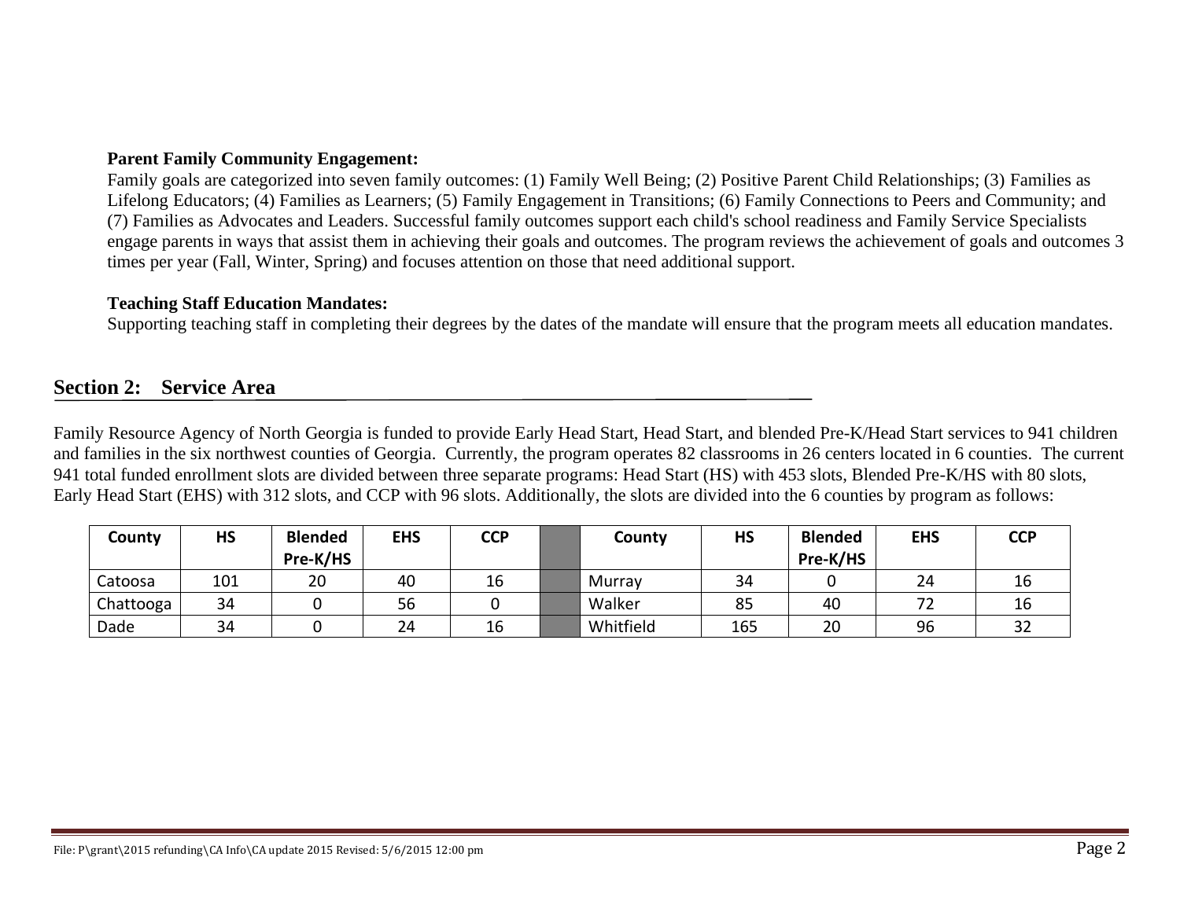**Parent Family Community Engagement:**

Family goals are categorized into seven family outcomes: (1) Family Well Being; (2) Positive Parent Child Relationships; (3) Families as Lifelong Educators; (4) Families as Learners; (5) Family Engagement in Transitions; (6) Family Connections to Peers and Community; and (7) Families as Advocates and Leaders. Successful family outcomes support each child's school readiness and Family Service Specialists engage parents in ways that assist them in achieving their goals and outcomes. The program reviews the achievement of goals and outcomes 3 times per year (Fall, Winter, Spring) and focuses attention on those that need additional support.

**Teaching Staff Education Mandates:**

Supporting teaching staff in completing their degrees by the dates of the mandate will ensure that the program meets all education mandates.

## Section 2: Service Area

Family Resource Agency of North Georgia is funded to provide Early Head Start, Head Start, and blended Pre-K/Head Start services to 941 children and families in the six northwest counties of Georgia. Currently, the program operates 82 classrooms in 26 centers located in 6 counties. The current 941 total funded enrollment slots are divided between three separate programs: Head Start (HS) with 453 slots, Blended Pre-K/HS with 80 slots, Early Head Start (EHS) with 312 slots, and CCP with 96 slots. Additionally, the slots are divided into the 6 counties by program as follows:

| County | HS | Blended Pre-K/HS | EHS | CCP | | County | HS | Blended Pre-K/HS | EHS | CCP |
|---|---|---|---|---|---|---|---|---|---|---|
| Catoosa | 101 | 20 | 40 | 16 | | Murray | 34 | 0 | 24 | 16 |
| Chattooga | 34 | 0 | 56 | 0 | | Walker | 85 | 40 | 72 | 16 |
| Dade | 34 | 0 | 24 | 16 | | Whitfield | 165 | 20 | 96 | 32 |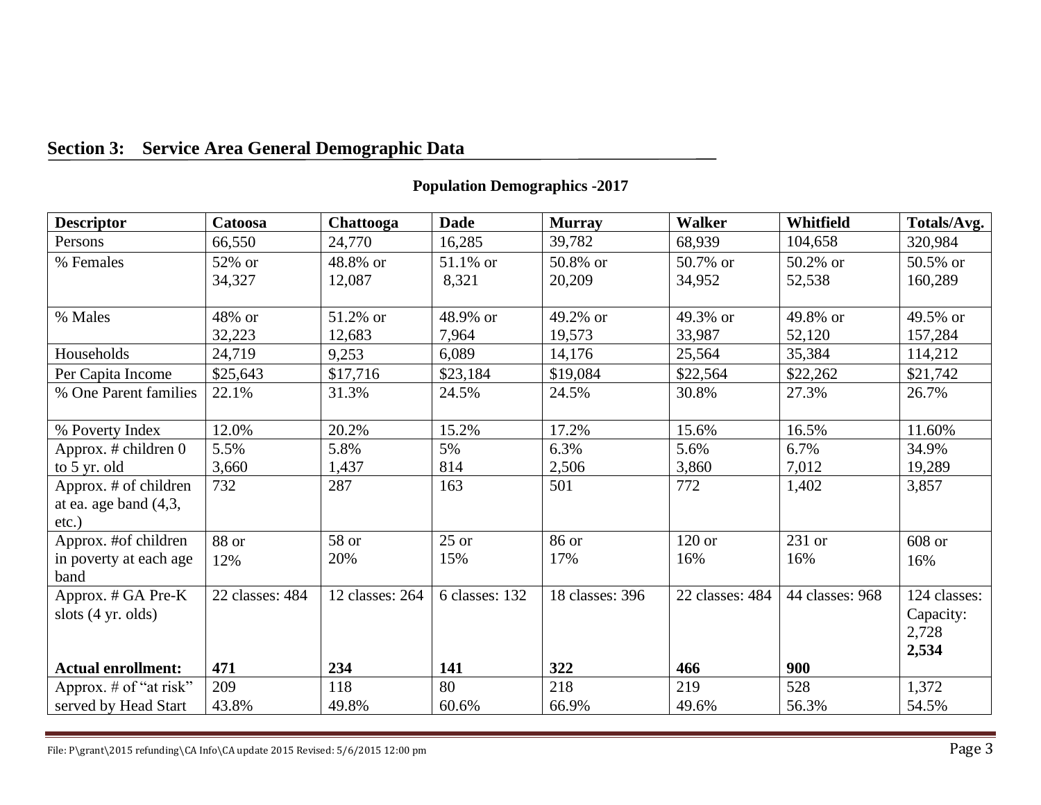## Section 3: Service Area General Demographic Data

**Population Demographics -2017**

| Descriptor | Catoosa | Chattooga | Dade | Murray | Walker | Whitfield | Totals/Avg. |
|---|---|---|---|---|---|---|---|
| Persons | 66,550 | 24,770 | 16,285 | 39,782 | 68,939 | 104,658 | 320,984 |
| % Females | 52% or 34,327 | 48.8% or 12,087 | 51.1% or 8,321 | 50.8% or 20,209 | 50.7% or 34,952 | 50.2% or 52,538 | 50.5% or 160,289 |
| % Males | 48% or 32,223 | 51.2% or 12,683 | 48.9% or 7,964 | 49.2% or 19,573 | 49.3% or 33,987 | 49.8% or 52,120 | 49.5% or 157,284 |
| Households | 24,719 | 9,253 | 6,089 | 14,176 | 25,564 | 35,384 | 114,212 |
| Per Capita Income | $25,643 | $17,716 | $23,184 | $19,084 | $22,564 | $22,262 | $21,742 |
| % One Parent families | 22.1% | 31.3% | 24.5% | 24.5% | 30.8% | 27.3% | 26.7% |
| % Poverty Index | 12.0% | 20.2% | 15.2% | 17.2% | 15.6% | 16.5% | 11.60% |
| Approx. # children 0 to 5 yr. old | 5.5% 3,660 | 5.8% 1,437 | 5% 814 | 6.3% 2,506 | 5.6% 3,860 | 6.7% 7,012 | 34.9% 19,289 |
| Approx. # of children at ea. age band (4,3, etc.) | 732 | 287 | 163 | 501 | 772 | 1,402 | 3,857 |
| Approx. #of children in poverty at each age band | 88 or 12% | 58 or 20% | 25 or 15% | 86 or 17% | 120 or 16% | 231 or 16% | 608 or 16% |
| Approx. # GA Pre-K slots (4 yr. olds) | 22 classes: 484 | 12 classes: 264 | 6 classes: 132 | 18 classes: 396 | 22 classes: 484 | 44 classes: 968 | 124 classes: Capacity: 2,728 |
| **Actual enrollment:** | **471** | **234** | **141** | **322** | **466** | **900** | **2,534** |
| Approx. # of "at risk" served by Head Start | 209 43.8% | 118 49.8% | 80 60.6% | 218 66.9% | 219 49.6% | 528 56.3% | 1,372 54.5% |

File: P\grant\2015 refunding\CA Info\CA update 2015 Revised: 5/6/2015 12:00 pm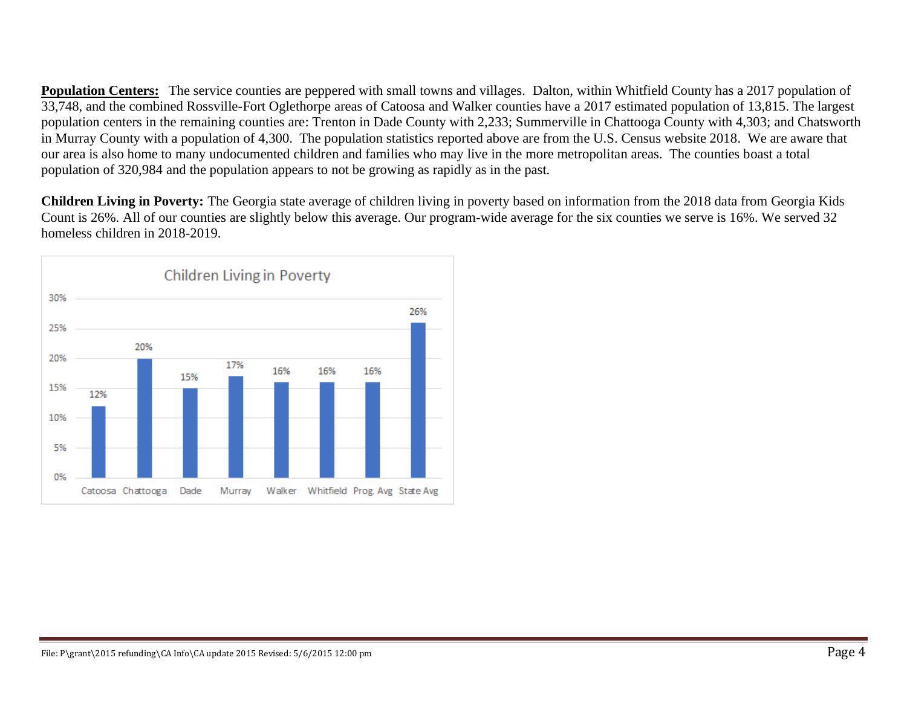**Population Centers:** The service counties are peppered with small towns and villages. Dalton, within Whitfield County has a 2017 population of 33,748, and the combined Rossville-Fort Oglethorpe areas of Catoosa and Walker counties have a 2017 estimated population of 13,815. The largest population centers in the remaining counties are: Trenton in Dade County with 2,233; Summerville in Chattooga County with 4,303; and Chatsworth in Murray County with a population of 4,300. The population statistics reported above are from the U.S. Census website 2018. We are aware that our area is also home to many undocumented children and families who may live in the more metropolitan areas. The counties boast a total population of 320,984 and the population appears to not be growing as rapidly as in the past.

**Children Living in Poverty:** The Georgia state average of children living in poverty based on information from the 2018 data from Georgia Kids Count is 26%. All of our counties are slightly below this average. Our program-wide average for the six counties we serve is 16%. We served 32 homeless children in 2018-2019.

**Children Living in Poverty**

| Catoosa | Chattooga | Dade | Murray | Walker | Whitfield | Prog. Avg | State Avg |
|---|---|---|---|---|---|---|---|
| 12% | 20% | 15% | 17% | 16% | 16% | 16% | 26% |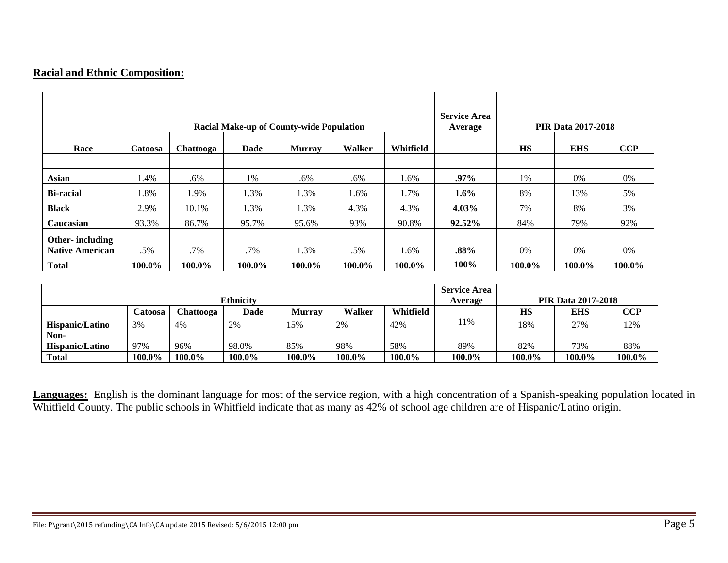**Racial and Ethnic Composition:**

| Race | Racial Make-up of County-wide Population | | | | | | Service Area Average | PIR Data 2017-2018 | | |
|---|---|---|---|---|---|---|---|---|---|---|
| | Catoosa | Chattooga | Dade | Murray | Walker | Whitfield | | HS | EHS | CCP |
| | | | | | | | | | | |
| **Asian** | 1.4% | .6% | 1% | .6% | .6% | 1.6% | **.97%** | 1% | 0% | 0% |
| **Bi-racial** | 1.8% | 1.9% | 1.3% | 1.3% | 1.6% | 1.7% | **1.6%** | 8% | 13% | 5% |
| **Black** | 2.9% | 10.1% | 1.3% | 1.3% | 4.3% | 4.3% | **4.03%** | 7% | 8% | 3% |
| **Caucasian** | 93.3% | 86.7% | 95.7% | 95.6% | 93% | 90.8% | **92.52%** | 84% | 79% | 92% |
| **Other- including Native American** | .5% | .7% | .7% | 1.3% | .5% | 1.6% | **.88%** | 0% | 0% | 0% |
| **Total** | **100.0%** | **100.0%** | **100.0%** | **100.0%** | **100.0%** | **100.0%** | **100%** | **100.0%** | **100.0%** | **100.0%** |

| Ethnicity | | | | | | | Service Area Average | PIR Data 2017-2018 | | |
|---|---|---|---|---|---|---|---|---|---|---|
| | Catoosa | Chattooga | Dade | Murray | Walker | Whitfield | | HS | EHS | CCP |
| **Hispanic/Latino** | 3% | 4% | 2% | 15% | 2% | 42% | 11% | 18% | 27% | 12% |
| **Non-Hispanic/Latino** | 97% | 96% | 98.0% | 85% | 98% | 58% | 89% | 82% | 73% | 88% |
| **Total** | **100.0%** | **100.0%** | **100.0%** | **100.0%** | **100.0%** | **100.0%** | **100.0%** | **100.0%** | **100.0%** | **100.0%** |

**Languages:** English is the dominant language for most of the service region, with a high concentration of a Spanish-speaking population located in Whitfield County. The public schools in Whitfield indicate that as many as 42% of school age children are of Hispanic/Latino origin.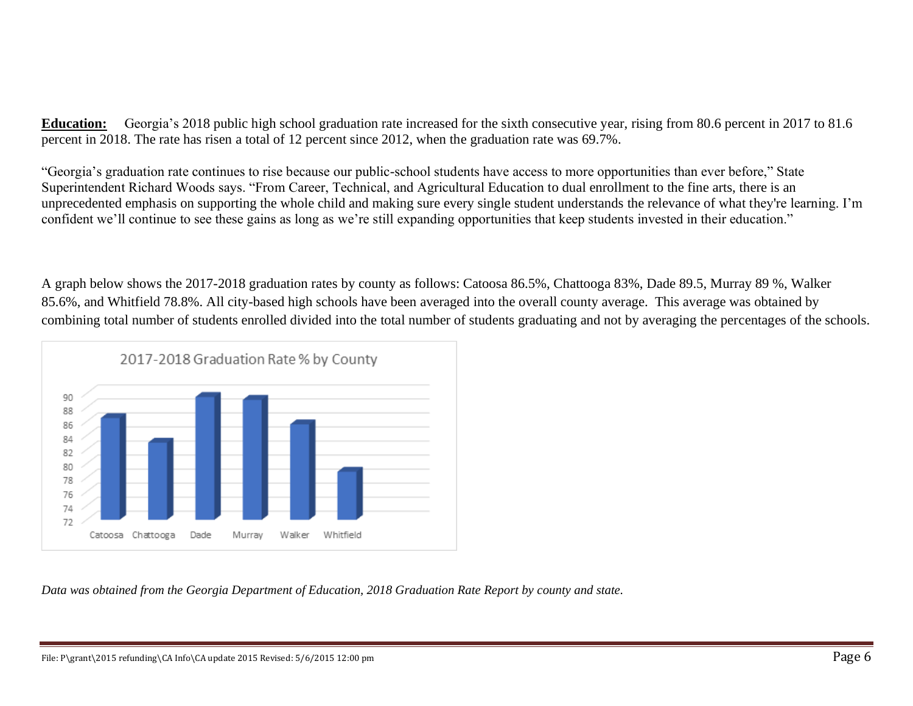**Education:** Georgia's 2018 public high school graduation rate increased for the sixth consecutive year, rising from 80.6 percent in 2017 to 81.6 percent in 2018. The rate has risen a total of 12 percent since 2012, when the graduation rate was 69.7%.

"Georgia's graduation rate continues to rise because our public-school students have access to more opportunities than ever before," State Superintendent Richard Woods says. "From Career, Technical, and Agricultural Education to dual enrollment to the fine arts, there is an unprecedented emphasis on supporting the whole child and making sure every single student understands the relevance of what they're learning. I'm confident we'll continue to see these gains as long as we're still expanding opportunities that keep students invested in their education."

A graph below shows the 2017-2018 graduation rates by county as follows: Catoosa 86.5%, Chattooga 83%, Dade 89.5, Murray 89 %, Walker 85.6%, and Whitfield 78.8%. All city-based high schools have been averaged into the overall county average. This average was obtained by combining total number of students enrolled divided into the total number of students graduating and not by averaging the percentages of the schools.

2017-2018 Graduation Rate % by County

| County | Graduation Rate % |
|---|---|
| Catoosa | 86.5 |
| Chattooga | 83 |
| Dade | 89.5 |
| Murray | 89 |
| Walker | 85.6 |
| Whitfield | 78.8 |

*Data was obtained from the Georgia Department of Education, 2018 Graduation Rate Report by county and state.*

File: P\grant\2015 refunding\CA Info\CA update 2015 Revised: 5/6/2015 12:00 pm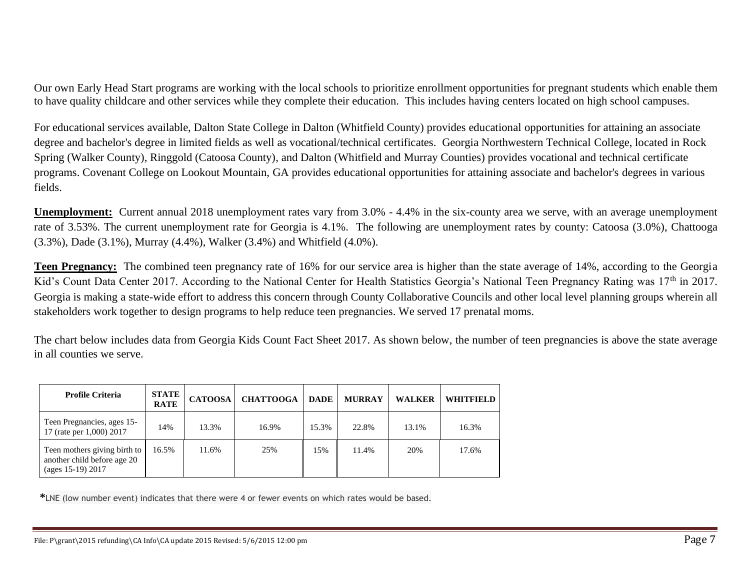Our own Early Head Start programs are working with the local schools to prioritize enrollment opportunities for pregnant students which enable them to have quality childcare and other services while they complete their education. This includes having centers located on high school campuses.

For educational services available, Dalton State College in Dalton (Whitfield County) provides educational opportunities for attaining an associate degree and bachelor's degree in limited fields as well as vocational/technical certificates. Georgia Northwestern Technical College, located in Rock Spring (Walker County), Ringgold (Catoosa County), and Dalton (Whitfield and Murray Counties) provides vocational and technical certificate programs. Covenant College on Lookout Mountain, GA provides educational opportunities for attaining associate and bachelor's degrees in various fields.

**Unemployment:** Current annual 2018 unemployment rates vary from 3.0% - 4.4% in the six-county area we serve, with an average unemployment rate of 3.53%. The current unemployment rate for Georgia is 4.1%. The following are unemployment rates by county: Catoosa (3.0%), Chattooga (3.3%), Dade (3.1%), Murray (4.4%), Walker (3.4%) and Whitfield (4.0%).

**Teen Pregnancy:** The combined teen pregnancy rate of 16% for our service area is higher than the state average of 14%, according to the Georgia Kid's Count Data Center 2017. According to the National Center for Health Statistics Georgia's National Teen Pregnancy Rating was 17th in 2017. Georgia is making a state-wide effort to address this concern through County Collaborative Councils and other local level planning groups wherein all stakeholders work together to design programs to help reduce teen pregnancies. We served 17 prenatal moms.

The chart below includes data from Georgia Kids Count Fact Sheet 2017. As shown below, the number of teen pregnancies is above the state average in all counties we serve.

| Profile Criteria | STATE RATE | CATOOSA | CHATTOOGA | DADE | MURRAY | WALKER | WHITFIELD |
|---|---|---|---|---|---|---|---|
| Teen Pregnancies, ages 15-17 (rate per 1,000) 2017 | 14% | 13.3% | 16.9% | 15.3% | 22.8% | 13.1% | 16.3% |
| Teen mothers giving birth to another child before age 20 (ages 15-19) 2017 | 16.5% | 11.6% | 25% | 15% | 11.4% | 20% | 17.6% |

*LNE (low number event) indicates that there were 4 or fewer events on which rates would be based.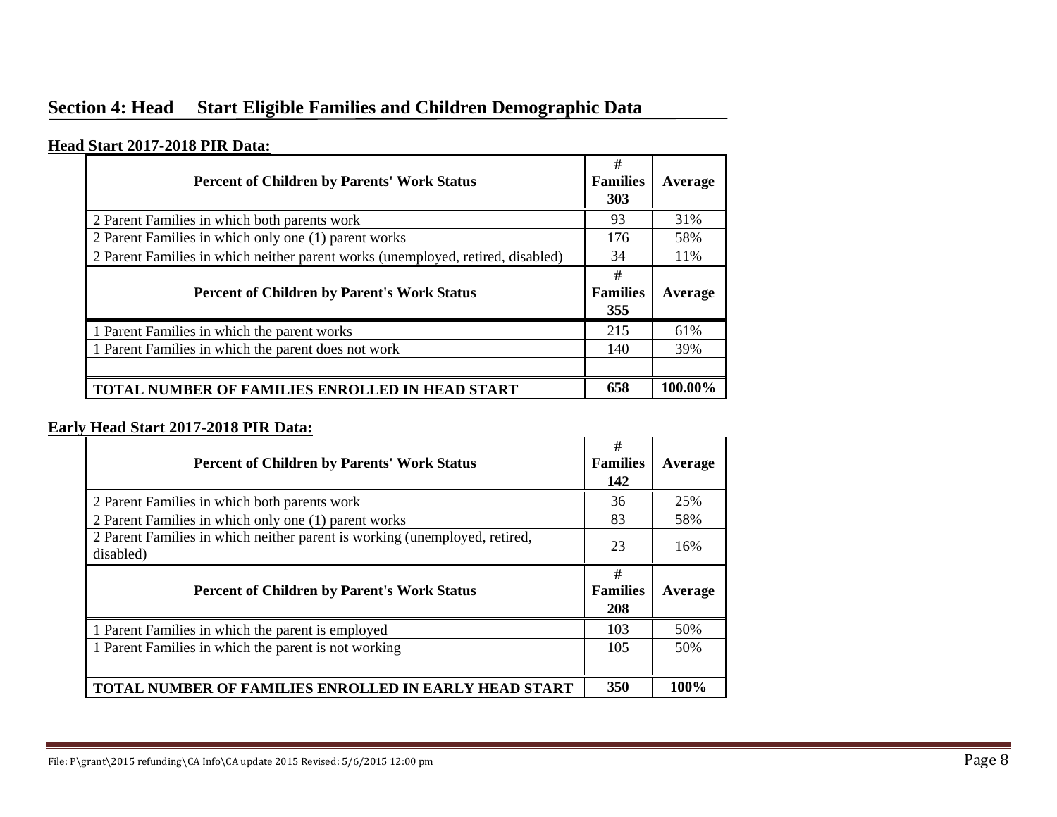## Section 4: Head Start Eligible Families and Children Demographic Data

**Head Start 2017-2018 PIR Data:**

| Percent of Children by Parents' Work Status | # Families 303 | Average |
|---|---|---|
| 2 Parent Families in which both parents work | 93 | 31% |
| 2 Parent Families in which only one (1) parent works | 176 | 58% |
| 2 Parent Families in which neither parent works (unemployed, retired, disabled) | 34 | 11% |
| **Percent of Children by Parent's Work Status** | **# Families 355** | **Average** |
| 1 Parent Families in which the parent works | 215 | 61% |
| 1 Parent Families in which the parent does not work | 140 | 39% |
| | | |
| **TOTAL NUMBER OF FAMILIES ENROLLED IN HEAD START** | **658** | **100.00%** |

**Early Head Start 2017-2018 PIR Data:**

| Percent of Children by Parents' Work Status | # Families 142 | Average |
|---|---|---|
| 2 Parent Families in which both parents work | 36 | 25% |
| 2 Parent Families in which only one (1) parent works | 83 | 58% |
| 2 Parent Families in which neither parent is working (unemployed, retired, disabled) | 23 | 16% |
| **Percent of Children by Parent's Work Status** | **# Families 208** | **Average** |
| 1 Parent Families in which the parent is employed | 103 | 50% |
| 1 Parent Families in which the parent is not working | 105 | 50% |
| | | |
| **TOTAL NUMBER OF FAMILIES ENROLLED IN EARLY HEAD START** | **350** | **100%** |

File: P\grant\2015 refunding\CA Info\CA update 2015 Revised: 5/6/2015 12:00 pm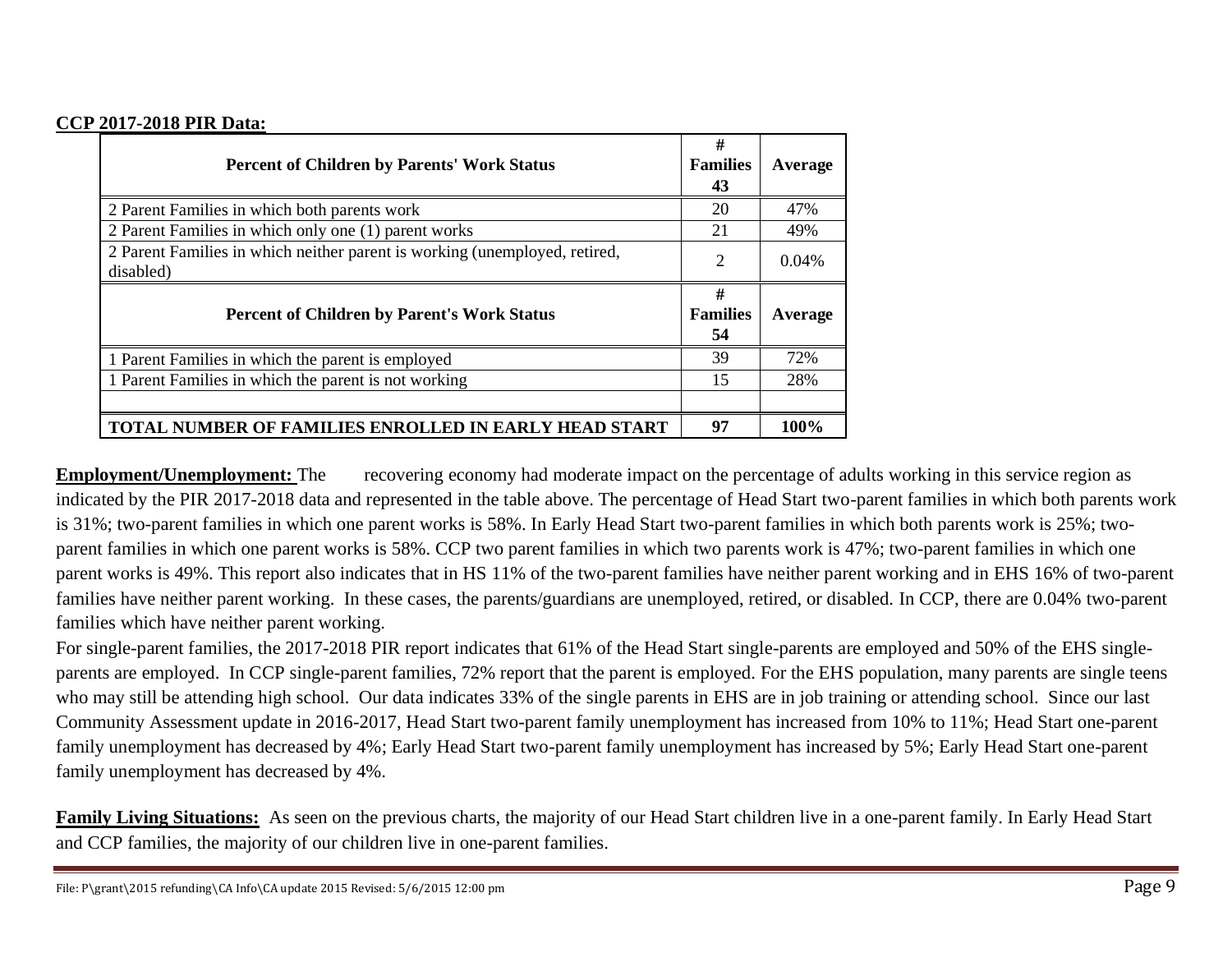**CCP 2017-2018 PIR Data:**

| Percent of Children by Parents' Work Status | # Families 43 | Average |
|---|---|---|
| 2 Parent Families in which both parents work | 20 | 47% |
| 2 Parent Families in which only one (1) parent works | 21 | 49% |
| 2 Parent Families in which neither parent is working (unemployed, retired, disabled) | 2 | 0.04% |
| **Percent of Children by Parent's Work Status** | **# Families 54** | **Average** |
| 1 Parent Families in which the parent is employed | 39 | 72% |
| 1 Parent Families in which the parent is not working | 15 | 28% |
| | | |
| **TOTAL NUMBER OF FAMILIES ENROLLED IN EARLY HEAD START** | **97** | **100%** |

**Employment/Unemployment:** The recovering economy had moderate impact on the percentage of adults working in this service region as indicated by the PIR 2017-2018 data and represented in the table above. The percentage of Head Start two-parent families in which both parents work is 31%; two-parent families in which one parent works is 58%. In Early Head Start two-parent families in which both parents work is 25%; two-parent families in which one parent works is 58%. CCP two parent families in which two parents work is 47%; two-parent families in which one parent works is 49%. This report also indicates that in HS 11% of the two-parent families have neither parent working and in EHS 16% of two-parent families have neither parent working. In these cases, the parents/guardians are unemployed, retired, or disabled. In CCP, there are 0.04% two-parent families which have neither parent working.

For single-parent families, the 2017-2018 PIR report indicates that 61% of the Head Start single-parents are employed and 50% of the EHS single-parents are employed. In CCP single-parent families, 72% report that the parent is employed. For the EHS population, many parents are single teens who may still be attending high school. Our data indicates 33% of the single parents in EHS are in job training or attending school. Since our last Community Assessment update in 2016-2017, Head Start two-parent family unemployment has increased from 10% to 11%; Head Start one-parent family unemployment has decreased by 4%; Early Head Start two-parent family unemployment has increased by 5%; Early Head Start one-parent family unemployment has decreased by 4%.

**Family Living Situations:** As seen on the previous charts, the majority of our Head Start children live in a one-parent family. In Early Head Start and CCP families, the majority of our children live in one-parent families.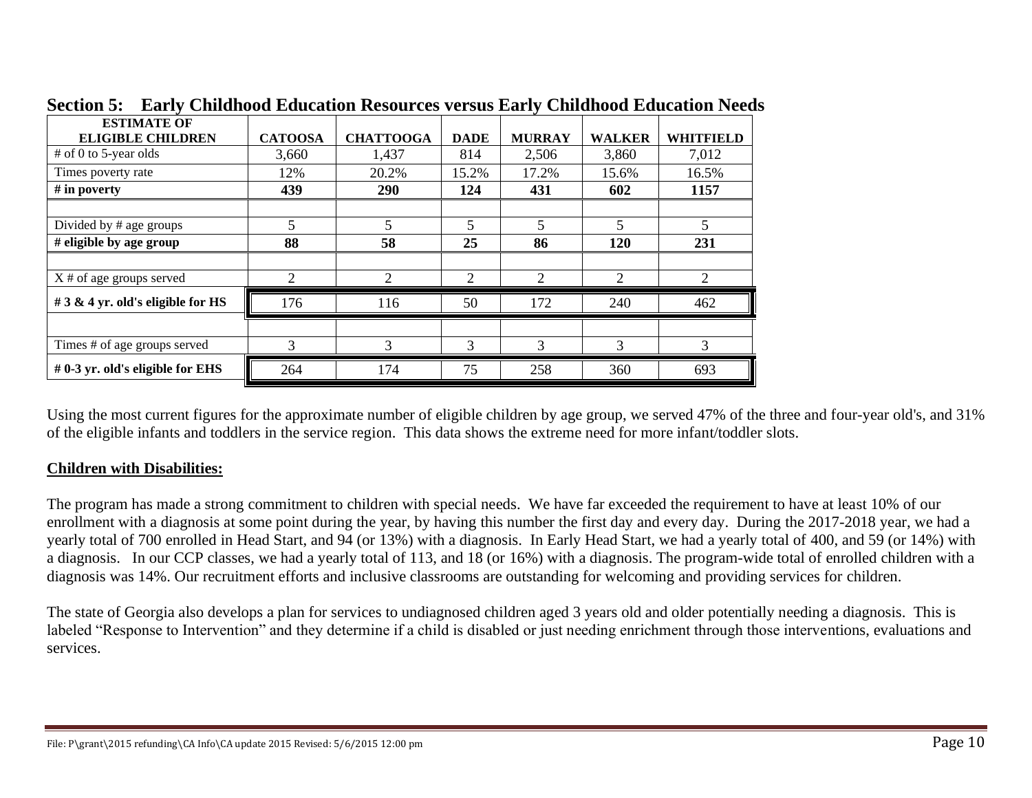## Section 5: Early Childhood Education Resources versus Early Childhood Education Needs

| ESTIMATE OF ELIGIBLE CHILDREN | CATOOSA | CHATTOOGA | DADE | MURRAY | WALKER | WHITFIELD |
|---|---|---|---|---|---|---|
| # of 0 to 5-year olds | 3,660 | 1,437 | 814 | 2,506 | 3,860 | 7,012 |
| Times poverty rate | 12% | 20.2% | 15.2% | 17.2% | 15.6% | 16.5% |
| **# in poverty** | **439** | **290** | **124** | **431** | **602** | **1157** |
| | | | | | | |
| Divided by # age groups | 5 | 5 | 5 | 5 | 5 | 5 |
| **# eligible by age group** | **88** | **58** | **25** | **86** | **120** | **231** |
| | | | | | | |
| X # of age groups served | 2 | 2 | 2 | 2 | 2 | 2 |
| **# 3 & 4 yr. old's eligible for HS** | 176 | 116 | 50 | 172 | 240 | 462 |
| | | | | | | |
| Times # of age groups served | 3 | 3 | 3 | 3 | 3 | 3 |
| **# 0-3 yr. old's eligible for EHS** | 264 | 174 | 75 | 258 | 360 | 693 |

Using the most current figures for the approximate number of eligible children by age group, we served 47% of the three and four-year old's, and 31% of the eligible infants and toddlers in the service region. This data shows the extreme need for more infant/toddler slots.

**Children with Disabilities:**

The program has made a strong commitment to children with special needs. We have far exceeded the requirement to have at least 10% of our enrollment with a diagnosis at some point during the year, by having this number the first day and every day. During the 2017-2018 year, we had a yearly total of 700 enrolled in Head Start, and 94 (or 13%) with a diagnosis. In Early Head Start, we had a yearly total of 400, and 59 (or 14%) with a diagnosis. In our CCP classes, we had a yearly total of 113, and 18 (or 16%) with a diagnosis. The program-wide total of enrolled children with a diagnosis was 14%. Our recruitment efforts and inclusive classrooms are outstanding for welcoming and providing services for children.

The state of Georgia also develops a plan for services to undiagnosed children aged 3 years old and older potentially needing a diagnosis. This is labeled "Response to Intervention" and they determine if a child is disabled or just needing enrichment through those interventions, evaluations and services.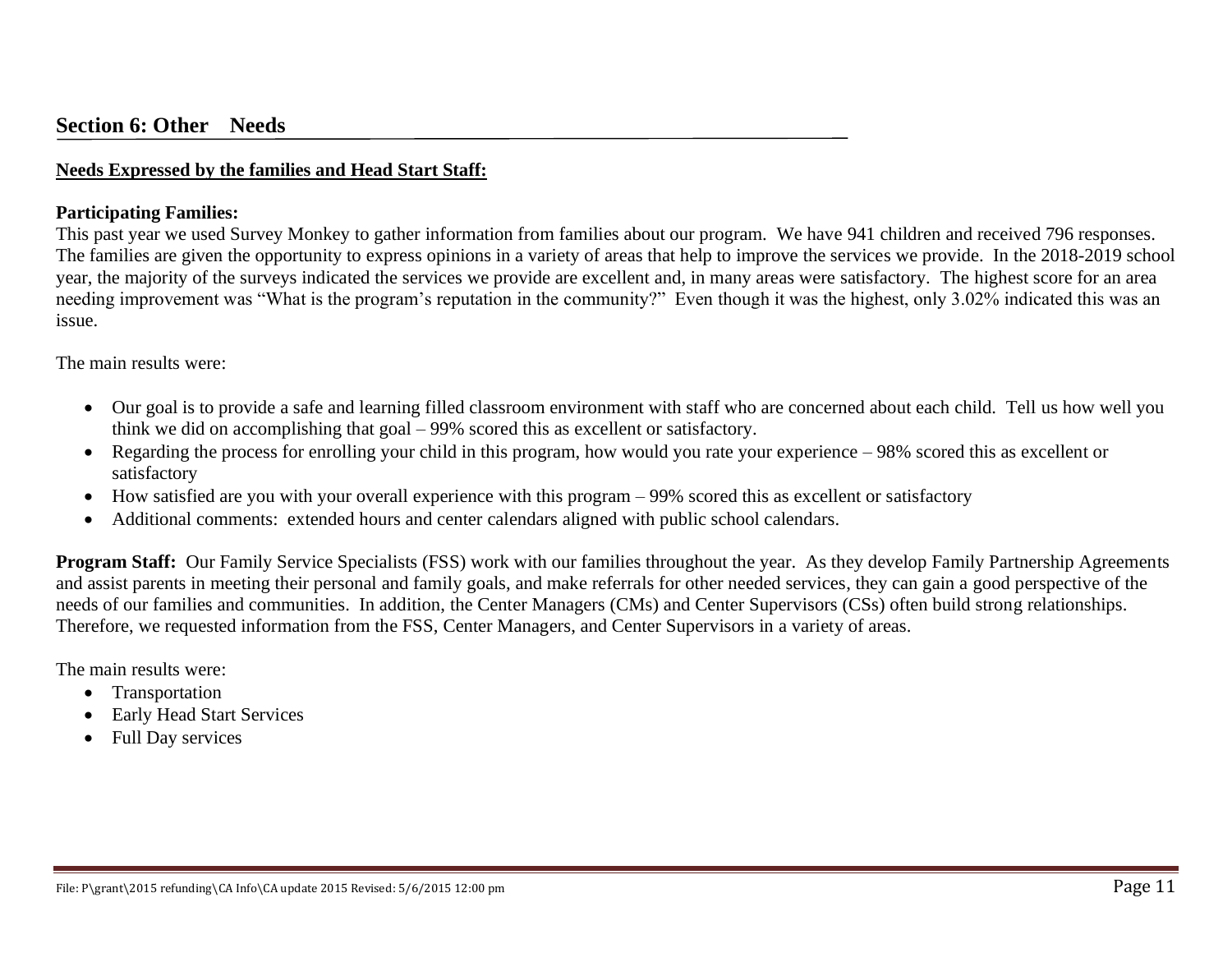## Section 6: Other Needs

**Needs Expressed by the families and Head Start Staff:**

**Participating Families:**
This past year we used Survey Monkey to gather information from families about our program. We have 941 children and received 796 responses. The families are given the opportunity to express opinions in a variety of areas that help to improve the services we provide. In the 2018-2019 school year, the majority of the surveys indicated the services we provide are excellent and, in many areas were satisfactory. The highest score for an area needing improvement was "What is the program's reputation in the community?" Even though it was the highest, only 3.02% indicated this was an issue.

The main results were:

- Our goal is to provide a safe and learning filled classroom environment with staff who are concerned about each child. Tell us how well you think we did on accomplishing that goal – 99% scored this as excellent or satisfactory.
- Regarding the process for enrolling your child in this program, how would you rate your experience – 98% scored this as excellent or satisfactory
- How satisfied are you with your overall experience with this program – 99% scored this as excellent or satisfactory
- Additional comments: extended hours and center calendars aligned with public school calendars.

**Program Staff:** Our Family Service Specialists (FSS) work with our families throughout the year. As they develop Family Partnership Agreements and assist parents in meeting their personal and family goals, and make referrals for other needed services, they can gain a good perspective of the needs of our families and communities. In addition, the Center Managers (CMs) and Center Supervisors (CSs) often build strong relationships. Therefore, we requested information from the FSS, Center Managers, and Center Supervisors in a variety of areas.

The main results were:

- Transportation
- Early Head Start Services
- Full Day services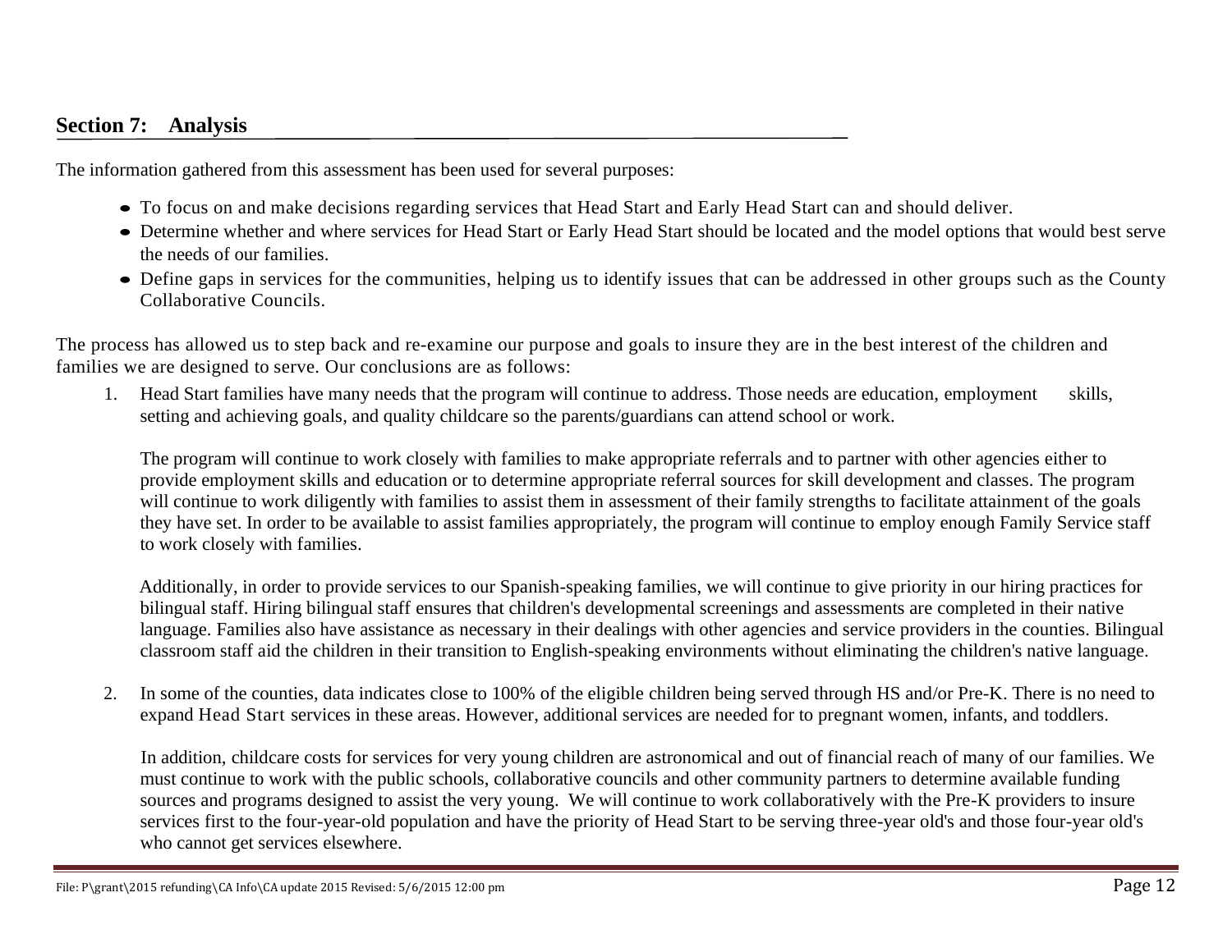## Section 7: Analysis

The information gathered from this assessment has been used for several purposes:

- To focus on and make decisions regarding services that Head Start and Early Head Start can and should deliver.
- Determine whether and where services for Head Start or Early Head Start should be located and the model options that would best serve the needs of our families.
- Define gaps in services for the communities, helping us to identify issues that can be addressed in other groups such as the County Collaborative Councils.

The process has allowed us to step back and re-examine our purpose and goals to insure they are in the best interest of the children and families we are designed to serve. Our conclusions are as follows:

1. Head Start families have many needs that the program will continue to address. Those needs are education, employment skills, setting and achieving goals, and quality childcare so the parents/guardians can attend school or work.

   The program will continue to work closely with families to make appropriate referrals and to partner with other agencies either to provide employment skills and education or to determine appropriate referral sources for skill development and classes. The program will continue to work diligently with families to assist them in assessment of their family strengths to facilitate attainment of the goals they have set. In order to be available to assist families appropriately, the program will continue to employ enough Family Service staff to work closely with families.

   Additionally, in order to provide services to our Spanish-speaking families, we will continue to give priority in our hiring practices for bilingual staff. Hiring bilingual staff ensures that children's developmental screenings and assessments are completed in their native language. Families also have assistance as necessary in their dealings with other agencies and service providers in the counties. Bilingual classroom staff aid the children in their transition to English-speaking environments without eliminating the children's native language.

2. In some of the counties, data indicates close to 100% of the eligible children being served through HS and/or Pre-K. There is no need to expand Head Start services in these areas. However, additional services are needed for to pregnant women, infants, and toddlers.

   In addition, childcare costs for services for very young children are astronomical and out of financial reach of many of our families. We must continue to work with the public schools, collaborative councils and other community partners to determine available funding sources and programs designed to assist the very young. We will continue to work collaboratively with the Pre-K providers to insure services first to the four-year-old population and have the priority of Head Start to be serving three-year old's and those four-year old's who cannot get services elsewhere.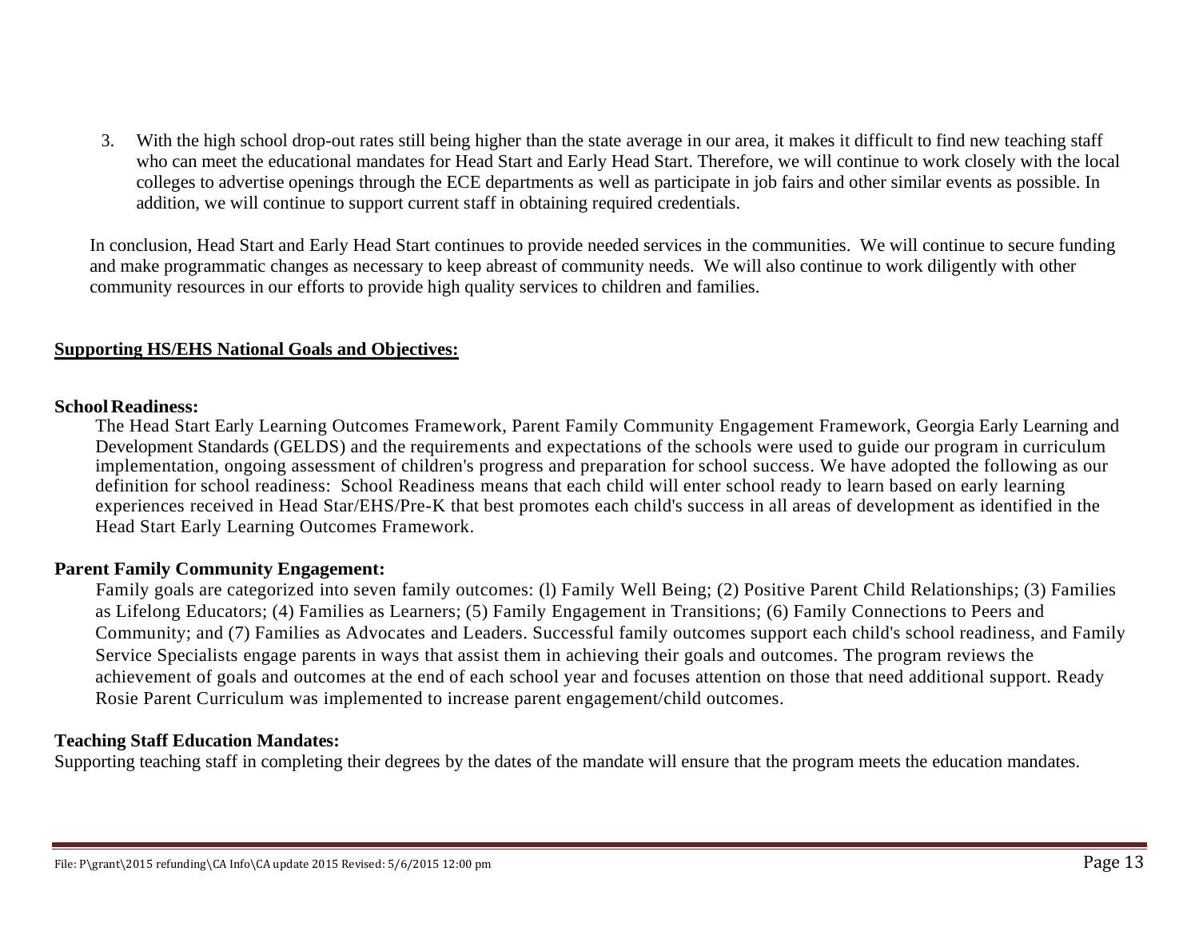3. With the high school drop-out rates still being higher than the state average in our area, it makes it difficult to find new teaching staff who can meet the educational mandates for Head Start and Early Head Start. Therefore, we will continue to work closely with the local colleges to advertise openings through the ECE departments as well as participate in job fairs and other similar events as possible. In addition, we will continue to support current staff in obtaining required credentials.

In conclusion, Head Start and Early Head Start continues to provide needed services in the communities. We will continue to secure funding and make programmatic changes as necessary to keep abreast of community needs. We will also continue to work diligently with other community resources in our efforts to provide high quality services to children and families.

## Supporting HS/EHS National Goals and Objectives:

**School Readiness:**

The Head Start Early Learning Outcomes Framework, Parent Family Community Engagement Framework, Georgia Early Learning and Development Standards (GELDS) and the requirements and expectations of the schools were used to guide our program in curriculum implementation, ongoing assessment of children's progress and preparation for school success. We have adopted the following as our definition for school readiness: School Readiness means that each child will enter school ready to learn based on early learning experiences received in Head Star/EHS/Pre-K that best promotes each child's success in all areas of development as identified in the Head Start Early Learning Outcomes Framework.

**Parent Family Community Engagement:**

Family goals are categorized into seven family outcomes: (l) Family Well Being; (2) Positive Parent Child Relationships; (3) Families as Lifelong Educators; (4) Families as Learners; (5) Family Engagement in Transitions; (6) Family Connections to Peers and Community; and (7) Families as Advocates and Leaders. Successful family outcomes support each child's school readiness, and Family Service Specialists engage parents in ways that assist them in achieving their goals and outcomes. The program reviews the achievement of goals and outcomes at the end of each school year and focuses attention on those that need additional support. Ready Rosie Parent Curriculum was implemented to increase parent engagement/child outcomes.

**Teaching Staff Education Mandates:**

Supporting teaching staff in completing their degrees by the dates of the mandate will ensure that the program meets the education mandates.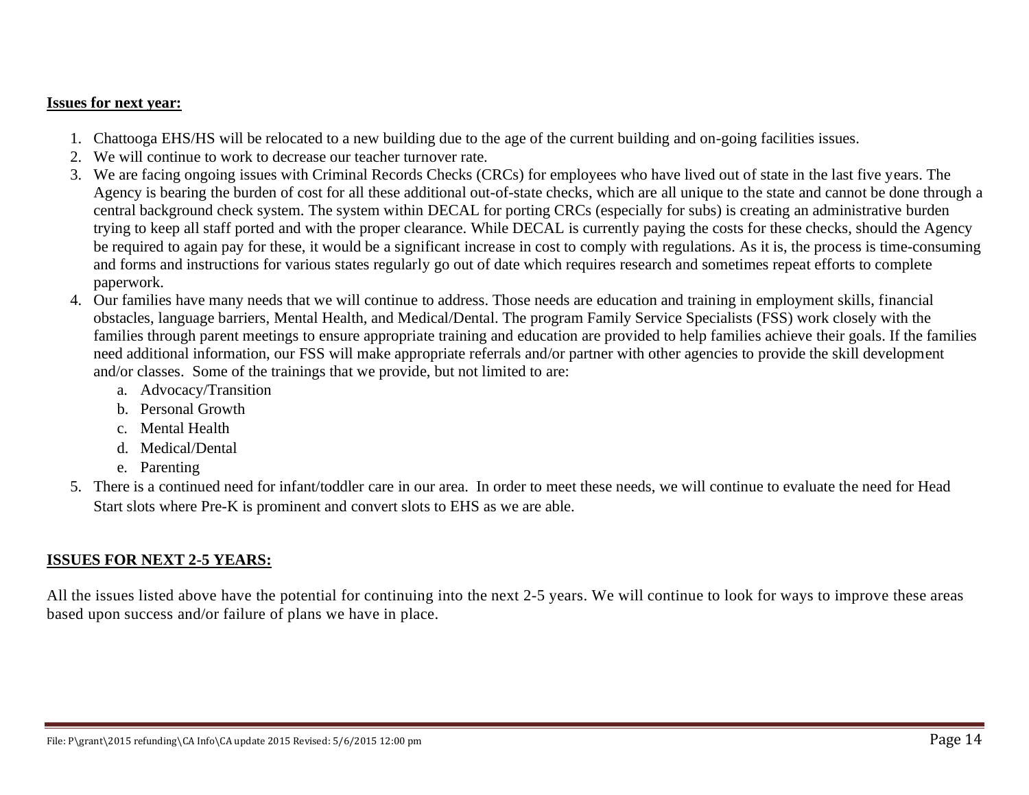**Issues for next year:**

1. Chattooga EHS/HS will be relocated to a new building due to the age of the current building and on-going facilities issues.
2. We will continue to work to decrease our teacher turnover rate.
3. We are facing ongoing issues with Criminal Records Checks (CRCs) for employees who have lived out of state in the last five years. The Agency is bearing the burden of cost for all these additional out-of-state checks, which are all unique to the state and cannot be done through a central background check system. The system within DECAL for porting CRCs (especially for subs) is creating an administrative burden trying to keep all staff ported and with the proper clearance. While DECAL is currently paying the costs for these checks, should the Agency be required to again pay for these, it would be a significant increase in cost to comply with regulations. As it is, the process is time-consuming and forms and instructions for various states regularly go out of date which requires research and sometimes repeat efforts to complete paperwork.
4. Our families have many needs that we will continue to address. Those needs are education and training in employment skills, financial obstacles, language barriers, Mental Health, and Medical/Dental. The program Family Service Specialists (FSS) work closely with the families through parent meetings to ensure appropriate training and education are provided to help families achieve their goals. If the families need additional information, our FSS will make appropriate referrals and/or partner with other agencies to provide the skill development and/or classes. Some of the trainings that we provide, but not limited to are:
   a. Advocacy/Transition
   b. Personal Growth
   c. Mental Health
   d. Medical/Dental
   e. Parenting
5. There is a continued need for infant/toddler care in our area. In order to meet these needs, we will continue to evaluate the need for Head Start slots where Pre-K is prominent and convert slots to EHS as we are able.

**ISSUES FOR NEXT 2-5 YEARS:**

All the issues listed above have the potential for continuing into the next 2-5 years. We will continue to look for ways to improve these areas based upon success and/or failure of plans we have in place.